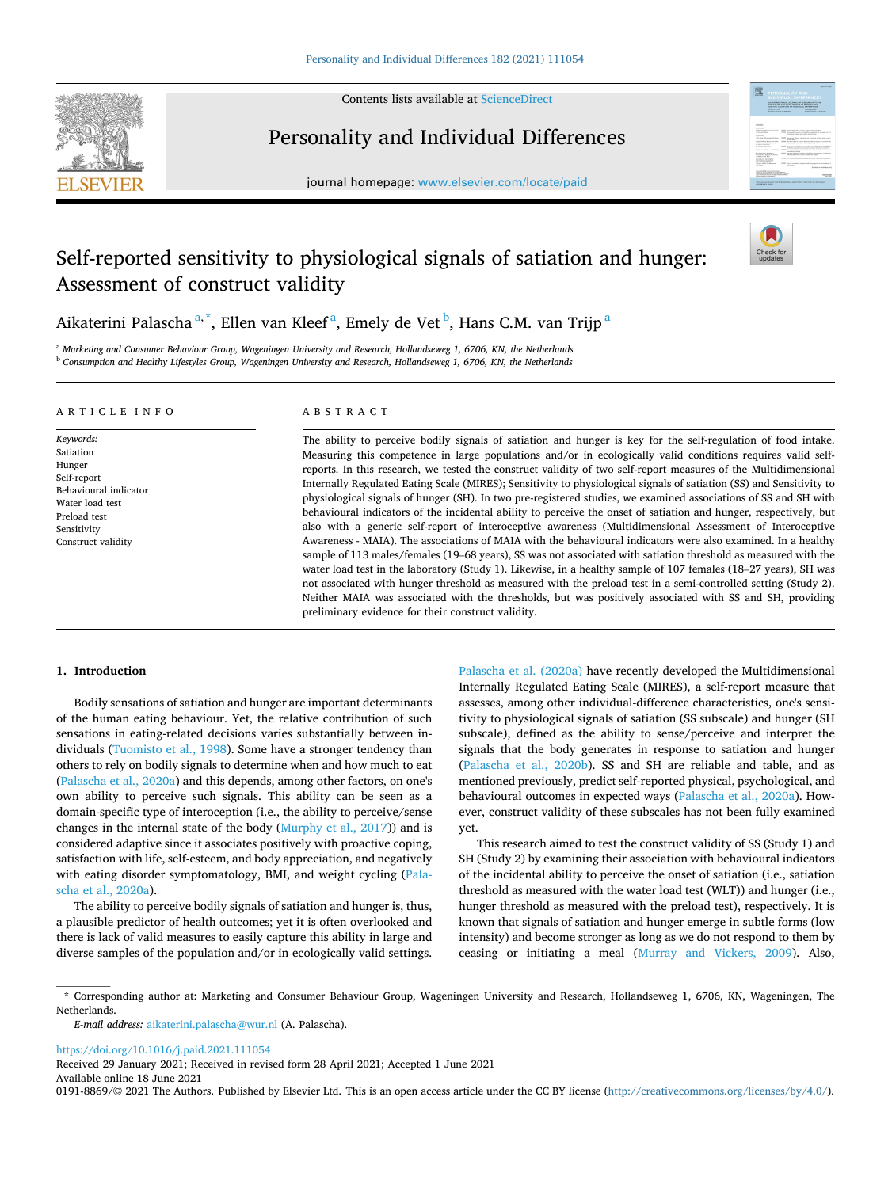# Self-reported sensitivity to physiological signals of satiation and hunger: Assessment of construct validity

Aikaterini Palascha [a,*], Ellen van Kleef [a], Emely de Vet [b], Hans C.M. van Trijp [a]

[a] *Marketing and Consumer Behaviour Group, Wageningen University and Research, Hollandseweg 1, 6706, KN, the Netherlands*
[b] *Consumption and Healthy Lifestyles Group, Wageningen University and Research, Hollandseweg 1, 6706, KN, the Netherlands*

## ARTICLE INFO

*Keywords:*
Satiation
Hunger
Self-report
Behavioural indicator
Water load test
Preload test
Sensitivity
Construct validity

## ABSTRACT

The ability to perceive bodily signals of satiation and hunger is key for the self-regulation of food intake. Measuring this competence in large populations and/or in ecologically valid conditions requires valid self-reports. In this research, we tested the construct validity of two self-report measures of the Multidimensional Internally Regulated Eating Scale (MIRES); Sensitivity to physiological signals of satiation (SS) and Sensitivity to physiological signals of hunger (SH). In two pre-registered studies, we examined associations of SS and SH with behavioural indicators of the incidental ability to perceive the onset of satiation and hunger, respectively, but also with a generic self-report of interoceptive awareness (Multidimensional Assessment of Interoceptive Awareness - MAIA). The associations of MAIA with the behavioural indicators were also examined. In a healthy sample of 113 males/females (19–68 years), SS was not associated with satiation threshold as measured with the water load test in the laboratory (Study 1). Likewise, in a healthy sample of 107 females (18–27 years), SH was not associated with hunger threshold as measured with the preload test in a semi-controlled setting (Study 2). Neither MAIA was associated with the thresholds, but was positively associated with SS and SH, providing preliminary evidence for their construct validity.

## 1. Introduction

Bodily sensations of satiation and hunger are important determinants of the human eating behaviour. Yet, the relative contribution of such sensations in eating-related decisions varies substantially between individuals (Tuomisto et al., 1998). Some have a stronger tendency than others to rely on bodily signals to determine when and how much to eat (Palascha et al., 2020a) and this depends, among other factors, on one's own ability to perceive such signals. This ability can be seen as a domain-specific type of interoception (i.e., the ability to perceive/sense changes in the internal state of the body (Murphy et al., 2017)) and is considered adaptive since it associates positively with proactive coping, satisfaction with life, self-esteem, and body appreciation, and negatively with eating disorder symptomatology, BMI, and weight cycling (Palascha et al., 2020a).

The ability to perceive bodily signals of satiation and hunger is, thus, a plausible predictor of health outcomes; yet it is often overlooked and there is lack of valid measures to easily capture this ability in large and diverse samples of the population and/or in ecologically valid settings.

Palascha et al. (2020a) have recently developed the Multidimensional Internally Regulated Eating Scale (MIRES), a self-report measure that assesses, among other individual-difference characteristics, one's sensitivity to physiological signals of satiation (SS subscale) and hunger (SH subscale), defined as the ability to sense/perceive and interpret the signals that the body generates in response to satiation and hunger (Palascha et al., 2020b). SS and SH are reliable and table, and as mentioned previously, predict self-reported physical, psychological, and behavioural outcomes in expected ways (Palascha et al., 2020a). However, construct validity of these subscales has not been fully examined yet.

This research aimed to test the construct validity of SS (Study 1) and SH (Study 2) by examining their association with behavioural indicators of the incidental ability to perceive the onset of satiation (i.e., satiation threshold as measured with the water load test (WLT)) and hunger (i.e., hunger threshold as measured with the preload test), respectively. It is known that signals of satiation and hunger emerge in subtle forms (low intensity) and become stronger as long as we do not respond to them by ceasing or initiating a meal (Murray and Vickers, 2009). Also,

---

\* Corresponding author at: Marketing and Consumer Behaviour Group, Wageningen University and Research, Hollandseweg 1, 6706, KN, Wageningen, The Netherlands.

*E-mail address:* aikaterini.palascha@wur.nl (A. Palascha).

https://doi.org/10.1016/j.paid.2021.111054
Received 29 January 2021; Received in revised form 28 April 2021; Accepted 1 June 2021
Available online 18 June 2021
0191-8869/© 2021 The Authors. Published by Elsevier Ltd. This is an open access article under the CC BY license (http://creativecommons.org/licenses/by/4.0/).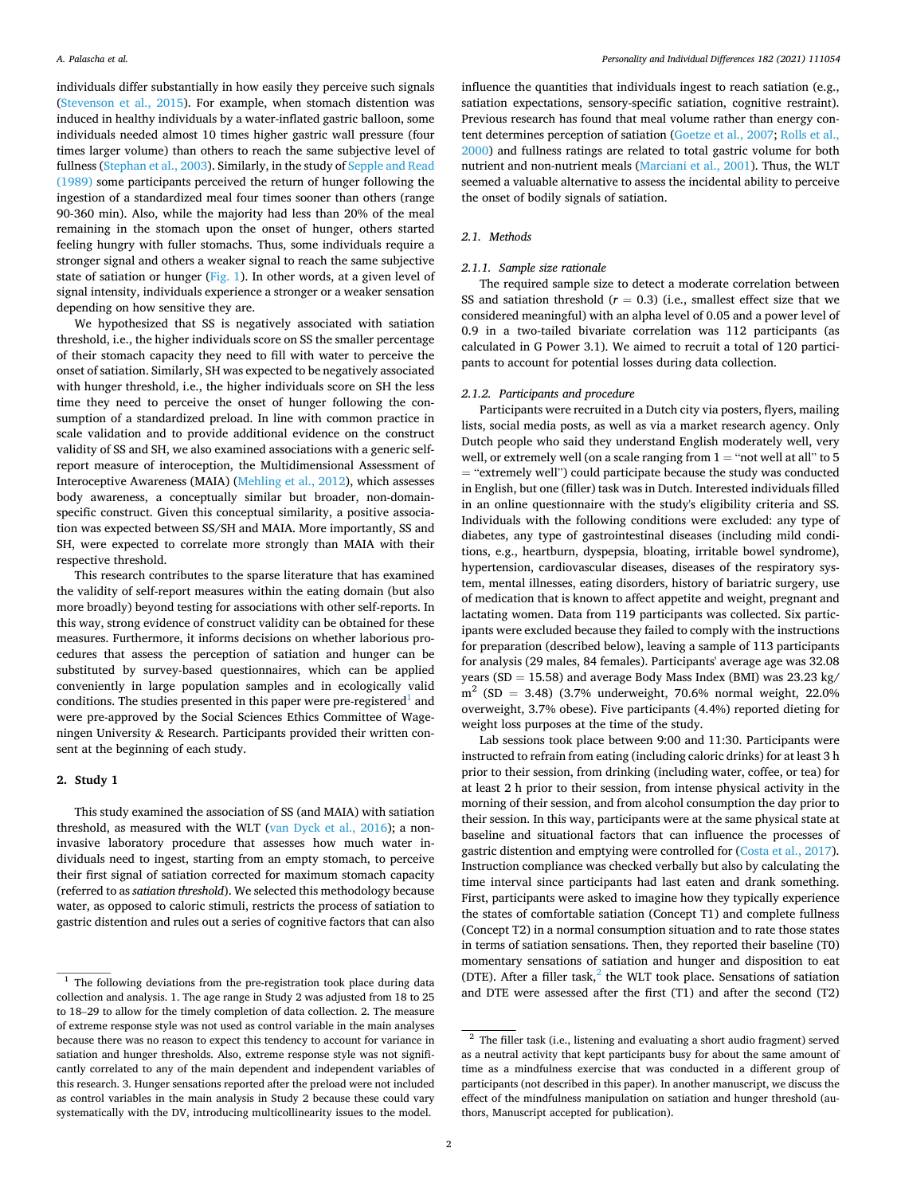individuals differ substantially in how easily they perceive such signals (Stevenson et al., 2015). For example, when stomach distention was induced in healthy individuals by a water-inflated gastric balloon, some individuals needed almost 10 times higher gastric wall pressure (four times larger volume) than others to reach the same subjective level of fullness (Stephan et al., 2003). Similarly, in the study of Sepple and Read (1989) some participants perceived the return of hunger following the ingestion of a standardized meal four times sooner than others (range 90-360 min). Also, while the majority had less than 20% of the meal remaining in the stomach upon the onset of hunger, others started feeling hungry with fuller stomachs. Thus, some individuals require a stronger signal and others a weaker signal to reach the same subjective state of satiation or hunger (Fig. 1). In other words, at a given level of signal intensity, individuals experience a stronger or a weaker sensation depending on how sensitive they are.

We hypothesized that SS is negatively associated with satiation threshold, i.e., the higher individuals score on SS the smaller percentage of their stomach capacity they need to fill with water to perceive the onset of satiation. Similarly, SH was expected to be negatively associated with hunger threshold, i.e., the higher individuals score on SH the less time they need to perceive the onset of hunger following the consumption of a standardized preload. In line with common practice in scale validation and to provide additional evidence on the construct validity of SS and SH, we also examined associations with a generic self-report measure of interoception, the Multidimensional Assessment of Interoceptive Awareness (MAIA) (Mehling et al., 2012), which assesses body awareness, a conceptually similar but broader, non-domain-specific construct. Given this conceptual similarity, a positive association was expected between SS/SH and MAIA. More importantly, SS and SH, were expected to correlate more strongly than MAIA with their respective threshold.

This research contributes to the sparse literature that has examined the validity of self-report measures within the eating domain (but also more broadly) beyond testing for associations with other self-reports. In this way, strong evidence of construct validity can be obtained for these measures. Furthermore, it informs decisions on whether laborious procedures that assess the perception of satiation and hunger can be substituted by survey-based questionnaires, which can be applied conveniently in large population samples and in ecologically valid conditions. The studies presented in this paper were pre-registered[1] and were pre-approved by the Social Sciences Ethics Committee of Wageningen University & Research. Participants provided their written consent at the beginning of each study.

## 2. Study 1

This study examined the association of SS (and MAIA) with satiation threshold, as measured with the WLT (van Dyck et al., 2016); a non-invasive laboratory procedure that assesses how much water individuals need to ingest, starting from an empty stomach, to perceive their first signal of satiation corrected for maximum stomach capacity (referred to as *satiation threshold*). We selected this methodology because water, as opposed to caloric stimuli, restricts the process of satiation to gastric distention and rules out a series of cognitive factors that can also influence the quantities that individuals ingest to reach satiation (e.g., satiation expectations, sensory-specific satiation, cognitive restraint). Previous research has found that meal volume rather than energy content determines perception of satiation (Goetze et al., 2007; Rolls et al., 2000) and fullness ratings are related to total gastric volume for both nutrient and non-nutrient meals (Marciani et al., 2001). Thus, the WLT seemed a valuable alternative to assess the incidental ability to perceive the onset of bodily signals of satiation.

### 2.1. Methods

#### 2.1.1. Sample size rationale

The required sample size to detect a moderate correlation between SS and satiation threshold ($r = 0.3$) (i.e., smallest effect size that we considered meaningful) with an alpha level of 0.05 and a power level of 0.9 in a two-tailed bivariate correlation was 112 participants (as calculated in G Power 3.1). We aimed to recruit a total of 120 participants to account for potential losses during data collection.

#### 2.1.2. Participants and procedure

Participants were recruited in a Dutch city via posters, flyers, mailing lists, social media posts, as well as via a market research agency. Only Dutch people who said they understand English moderately well, very well, or extremely well (on a scale ranging from 1 = "not well at all" to 5 = "extremely well") could participate because the study was conducted in English, but one (filler) task was in Dutch. Interested individuals filled in an online questionnaire with the study's eligibility criteria and SS. Individuals with the following conditions were excluded: any type of diabetes, any type of gastrointestinal diseases (including mild conditions, e.g., heartburn, dyspepsia, bloating, irritable bowel syndrome), hypertension, cardiovascular diseases, diseases of the respiratory system, mental illnesses, eating disorders, history of bariatric surgery, use of medication that is known to affect appetite and weight, pregnant and lactating women. Data from 119 participants was collected. Six participants were excluded because they failed to comply with the instructions for preparation (described below), leaving a sample of 113 participants for analysis (29 males, 84 females). Participants' average age was 32.08 years (SD = 15.58) and average Body Mass Index (BMI) was 23.23 kg/m$^2$ (SD = 3.48) (3.7% underweight, 70.6% normal weight, 22.0% overweight, 3.7% obese). Five participants (4.4%) reported dieting for weight loss purposes at the time of the study.

Lab sessions took place between 9:00 and 11:30. Participants were instructed to refrain from eating (including caloric drinks) for at least 3 h prior to their session, from drinking (including water, coffee, or tea) for at least 2 h prior to their session, from intense physical activity in the morning of their session, and from alcohol consumption the day prior to their session. In this way, participants were at the same physical state at baseline and situational factors that can influence the processes of gastric distention and emptying were controlled for (Costa et al., 2017). Instruction compliance was checked verbally but also by calculating the time interval since participants had last eaten and drank something. First, participants were asked to imagine how they typically experience the states of comfortable satiation (Concept T1) and complete fullness (Concept T2) in a normal consumption situation and to rate those states in terms of satiation sensations. Then, they reported their baseline (T0) momentary sensations of satiation and hunger and disposition to eat (DTE). After a filler task,[2] the WLT took place. Sensations of satiation and DTE were assessed after the first (T1) and after the second (T2)

[1] The following deviations from the pre-registration took place during data collection and analysis. 1. The age range in Study 2 was adjusted from 18 to 25 to 18–29 to allow for the timely completion of data collection. 2. The measure of extreme response style was not used as control variable in the main analyses because there was no reason to expect this tendency to account for variance in satiation and hunger thresholds. Also, extreme response style was not significantly correlated to any of the main dependent and independent variables of this research. 3. Hunger sensations reported after the preload were not included as control variables in the main analysis in Study 2 because these could vary systematically with the DV, introducing multicollinearity issues to the model.

[2] The filler task (i.e., listening and evaluating a short audio fragment) served as a neutral activity that kept participants busy for about the same amount of time as a mindfulness exercise that was conducted in a different group of participants (not described in this paper). In another manuscript, we discuss the effect of the mindfulness manipulation on satiation and hunger threshold (authors, Manuscript accepted for publication).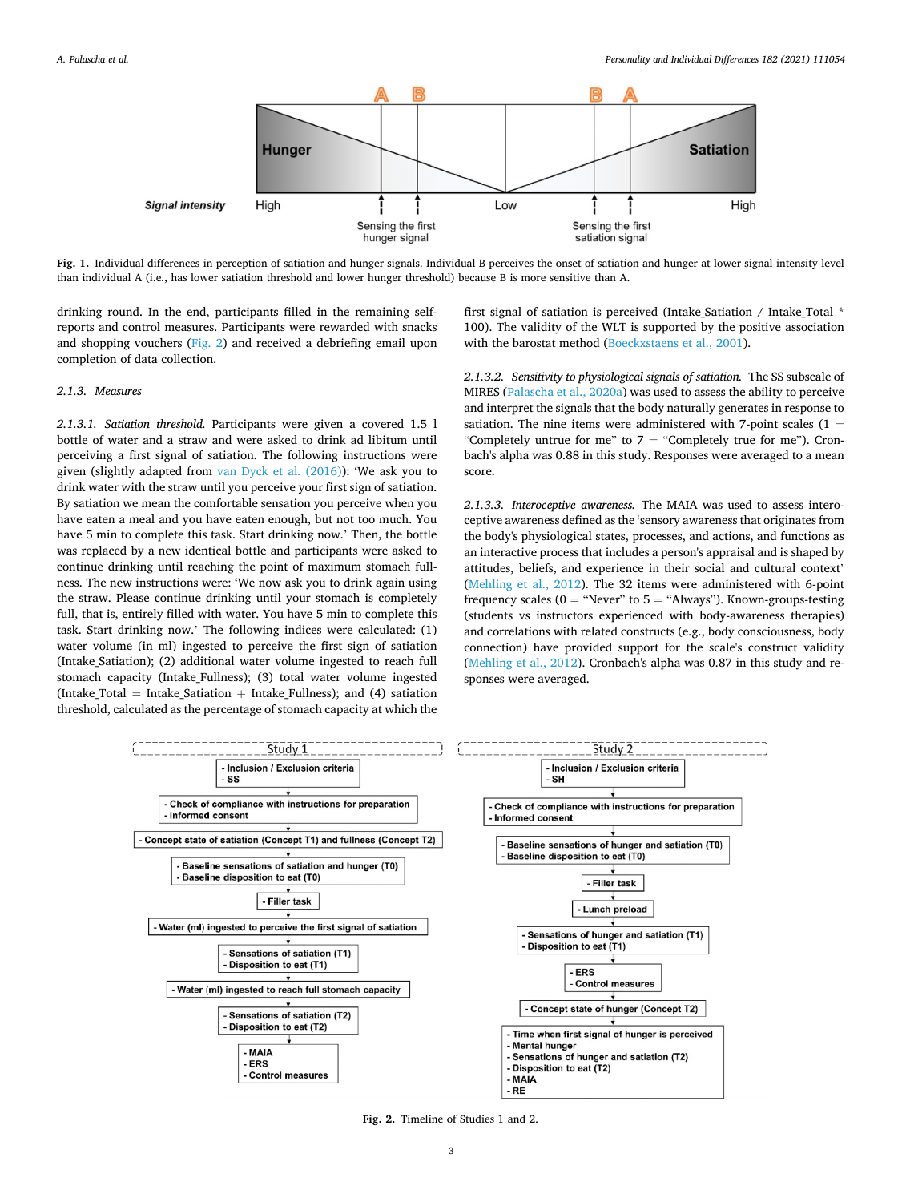Fig. 1. Individual differences in perception of satiation and hunger signals. Individual B perceives the onset of satiation and hunger at lower signal intensity level than individual A (i.e., has lower satiation threshold and lower hunger threshold) because B is more sensitive than A.

drinking round. In the end, participants filled in the remaining self-reports and control measures. Participants were rewarded with snacks and shopping vouchers (Fig. 2) and received a debriefing email upon completion of data collection.

#### 2.1.3. Measures

*2.1.3.1. Satiation threshold.* Participants were given a covered 1.5 l bottle of water and a straw and were asked to drink ad libitum until perceiving a first signal of satiation. The following instructions were given (slightly adapted from van Dyck et al. (2016)): 'We ask you to drink water with the straw until you perceive your first sign of satiation. By satiation we mean the comfortable sensation you perceive when you have eaten a meal and you have eaten enough, but not too much. You have 5 min to complete this task. Start drinking now.' Then, the bottle was replaced by a new identical bottle and participants were asked to continue drinking until reaching the point of maximum stomach fullness. The new instructions were: 'We now ask you to drink again using the straw. Please continue drinking until your stomach is completely full, that is, entirely filled with water. You have 5 min to complete this task. Start drinking now.' The following indices were calculated: (1) water volume (in ml) ingested to perceive the first sign of satiation (Intake_Satiation); (2) additional water volume ingested to reach full stomach capacity (Intake_Fullness); (3) total water volume ingested (Intake_Total = Intake_Satiation + Intake_Fullness); and (4) satiation threshold, calculated as the percentage of stomach capacity at which the first signal of satiation is perceived (Intake_Satiation / Intake_Total * 100). The validity of the WLT is supported by the positive association with the barostat method (Boeckxstaens et al., 2001).

*2.1.3.2. Sensitivity to physiological signals of satiation.* The SS subscale of MIRES (Palascha et al., 2020a) was used to assess the ability to perceive and interpret the signals that the body naturally generates in response to satiation. The nine items were administered with 7-point scales (1 = "Completely untrue for me" to 7 = "Completely true for me"). Cronbach's alpha was 0.88 in this study. Responses were averaged to a mean score.

*2.1.3.3. Interoceptive awareness.* The MAIA was used to assess interoceptive awareness defined as the 'sensory awareness that originates from the body's physiological states, processes, and actions, and functions as an interactive process that includes a person's appraisal and is shaped by attitudes, beliefs, and experience in their social and cultural context' (Mehling et al., 2012). The 32 items were administered with 6-point frequency scales (0 = "Never" to 5 = "Always"). Known-groups-testing (students vs instructors experienced with body-awareness therapies) and correlations with related constructs (e.g., body consciousness, body connection) have provided support for the scale's construct validity (Mehling et al., 2012). Cronbach's alpha was 0.87 in this study and responses were averaged.

Fig. 2. Timeline of Studies 1 and 2.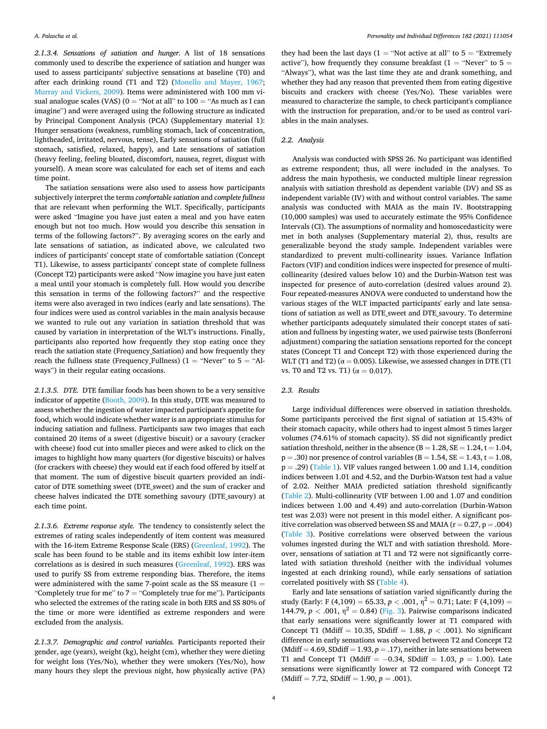#### 2.1.3.4. Sensations of satiation and hunger.

A list of 18 sensations commonly used to describe the experience of satiation and hunger was used to assess participants' subjective sensations at baseline (T0) and after each drinking round (T1 and T2) (Monello and Mayer, 1967; Murray and Vickers, 2009). Items were administered with 100 mm visual analogue scales (VAS) (0 = "Not at all" to 100 = "As much as I can imagine") and were averaged using the following structure as indicated by Principal Component Analysis (PCA) (Supplementary material 1): Hunger sensations (weakness, rumbling stomach, lack of concentration, lightheaded, irritated, nervous, tense), Early sensations of satiation (full stomach, satisfied, relaxed, happy), and Late sensations of satiation (heavy feeling, feeling bloated, discomfort, nausea, regret, disgust with yourself). A mean score was calculated for each set of items and each time point.

The satiation sensations were also used to assess how participants subjectively interpret the terms *comfortable satiation* and *complete fullness* that are relevant when performing the WLT. Specifically, participants were asked "Imagine you have just eaten a meal and you have eaten enough but not too much. How would you describe this sensation in terms of the following factors?". By averaging scores on the early and late sensations of satiation, as indicated above, we calculated two indices of participants' concept state of comfortable satiation (Concept T1). Likewise, to assess participants' concept state of complete fullness (Concept T2) participants were asked "Now imagine you have just eaten a meal until your stomach is completely full. How would you describe this sensation in terms of the following factors?" and the respective items were also averaged in two indices (early and late sensations). The four indices were used as control variables in the main analysis because we wanted to rule out any variation in satiation threshold that was caused by variation in interpretation of the WLT's instructions. Finally, participants also reported how frequently they stop eating once they reach the satiation state (Frequency_Satiation) and how frequently they reach the fullness state (Frequency_Fullness) (1 = "Never" to 5 = "Always") in their regular eating occasions.

#### 2.1.3.5. DTE.

DTE familiar foods has been shown to be a very sensitive indicator of appetite (Booth, 2009). In this study, DTE was measured to assess whether the ingestion of water impacted participant's appetite for food, which would indicate whether water is an appropriate stimulus for inducing satiation and fullness. Participants saw two images that each contained 20 items of a sweet (digestive biscuit) or a savoury (cracker with cheese) food cut into smaller pieces and were asked to click on the images to highlight how many quarters (for digestive biscuits) or halves (for crackers with cheese) they would eat if each food offered by itself at that moment. The sum of digestive biscuit quarters provided an indicator of DTE something sweet (DTE_sweet) and the sum of cracker and cheese halves indicated the DTE something savoury (DTE_savoury) at each time point.

#### 2.1.3.6. Extreme response style.

The tendency to consistently select the extremes of rating scales independently of item content was measured with the 16-item Extreme Response Scale (ERS) (Greenleaf, 1992). The scale has been found to be stable and its items exhibit low inter-item correlations as is desired in such measures (Greenleaf, 1992). ERS was used to purify SS from extreme responding bias. Therefore, the items were administered with the same 7-point scale as the SS measure (1 = "Completely true for me" to 7 = "Completely true for me"). Participants who selected the extremes of the rating scale in both ERS and SS 80% of the time or more were identified as extreme responders and were excluded from the analysis.

#### 2.1.3.7. Demographic and control variables.

Participants reported their gender, age (years), weight (kg), height (cm), whether they were dieting for weight loss (Yes/No), whether they were smokers (Yes/No), how many hours they slept the previous night, how physically active (PA) they had been the last days (1 = "Not active at all" to 5 = "Extremely active"), how frequently they consume breakfast (1 = "Never" to 5 = "Always"), what was the last time they ate and drank something, and whether they had any reason that prevented them from eating digestive biscuits and crackers with cheese (Yes/No). These variables were measured to characterize the sample, to check participant's compliance with the instruction for preparation, and/or to be used as control variables in the main analyses.

### 2.2. Analysis

Analysis was conducted with SPSS 26. No participant was identified as extreme respondent; thus, all were included in the analyses. To address the main hypothesis, we conducted multiple linear regression analysis with satiation threshold as dependent variable (DV) and SS as independent variable (IV) with and without control variables. The same analysis was conducted with MAIA as the main IV. Bootstrapping (10,000 samples) was used to accurately estimate the 95% Confidence Intervals (CI). The assumptions of normality and homoscedasticity were met in both analyses (Supplementary material 2), thus, results are generalizable beyond the study sample. Independent variables were standardized to prevent multi-collinearity issues. Variance Inflation Factors (VIF) and condition indices were inspected for presence of multi-collinearity (desired values below 10) and the Durbin-Watson test was inspected for presence of auto-correlation (desired values around 2). Four repeated-measures ANOVA were conducted to understand how the various stages of the WLT impacted participants' early and late sensations of satiation as well as DTE_sweet and DTE_savoury. To determine whether participants adequately simulated their concept states of satiation and fullness by ingesting water, we used pairwise tests (Bonferroni adjustment) comparing the satiation sensations reported for the concept states (Concept T1 and Concept T2) with those experienced during the WLT (T1 and T2) ($\alpha = 0.005$). Likewise, we assessed changes in DTE (T1 vs. T0 and T2 vs. T1) ($\alpha = 0.017$).

### 2.3. Results

Large individual differences were observed in satiation thresholds. Some participants perceived the first signal of satiation at 15.43% of their stomach capacity, while others had to ingest almost 5 times larger volumes (74.61% of stomach capacity). SS did not significantly predict satiation threshold, neither in the absence (B = 1.28, SE = 1.24, t = 1.04, p = .30) nor presence of control variables (B = 1.54, SE = 1.43, t = 1.08, p = .29) (Table 1). VIF values ranged between 1.00 and 1.14, condition indices between 1.01 and 4.52, and the Durbin-Watson test had a value of 2.02. Neither MAIA predicted satiation threshold significantly (Table 2). Multi-collinearity (VIF between 1.00 and 1.07 and condition indices between 1.00 and 4.49) and auto-correlation (Durbin-Watson test was 2.03) were not present in this model either. A significant positive correlation was observed between SS and MAIA (r = 0.27, p = .004) (Table 3). Positive correlations were observed between the various volumes ingested during the WLT and with satiation threshold. Moreover, sensations of satiation at T1 and T2 were not significantly correlated with satiation threshold (neither with the individual volumes ingested at each drinking round), while early sensations of satiation correlated positively with SS (Table 4).

Early and late sensations of satiation varied significantly during the study (Early: $F(4,109) = 65.33$, $p < .001$, $\eta^2 = 0.71$; Late: $F(4,109) = 144.79$, $p < .001$, $\eta^2 = 0.84$) (Fig. 3). Pairwise comparisons indicated that early sensations were significantly lower at T1 compared with Concept T1 (Mdiff = 10.35, SDdiff = 1.88, $p < .001$). No significant difference in early sensations was observed between T2 and Concept T2 (Mdiff = 4.69, SDdiff = 1.93, p = .17), neither in late sensations between T1 and Concept T1 (Mdiff = −0.34, SDdiff = 1.03, p = 1.00). Late sensations were significantly lower at T2 compared with Concept T2 (Mdiff = 7.72, SDdiff = 1.90, p = .001).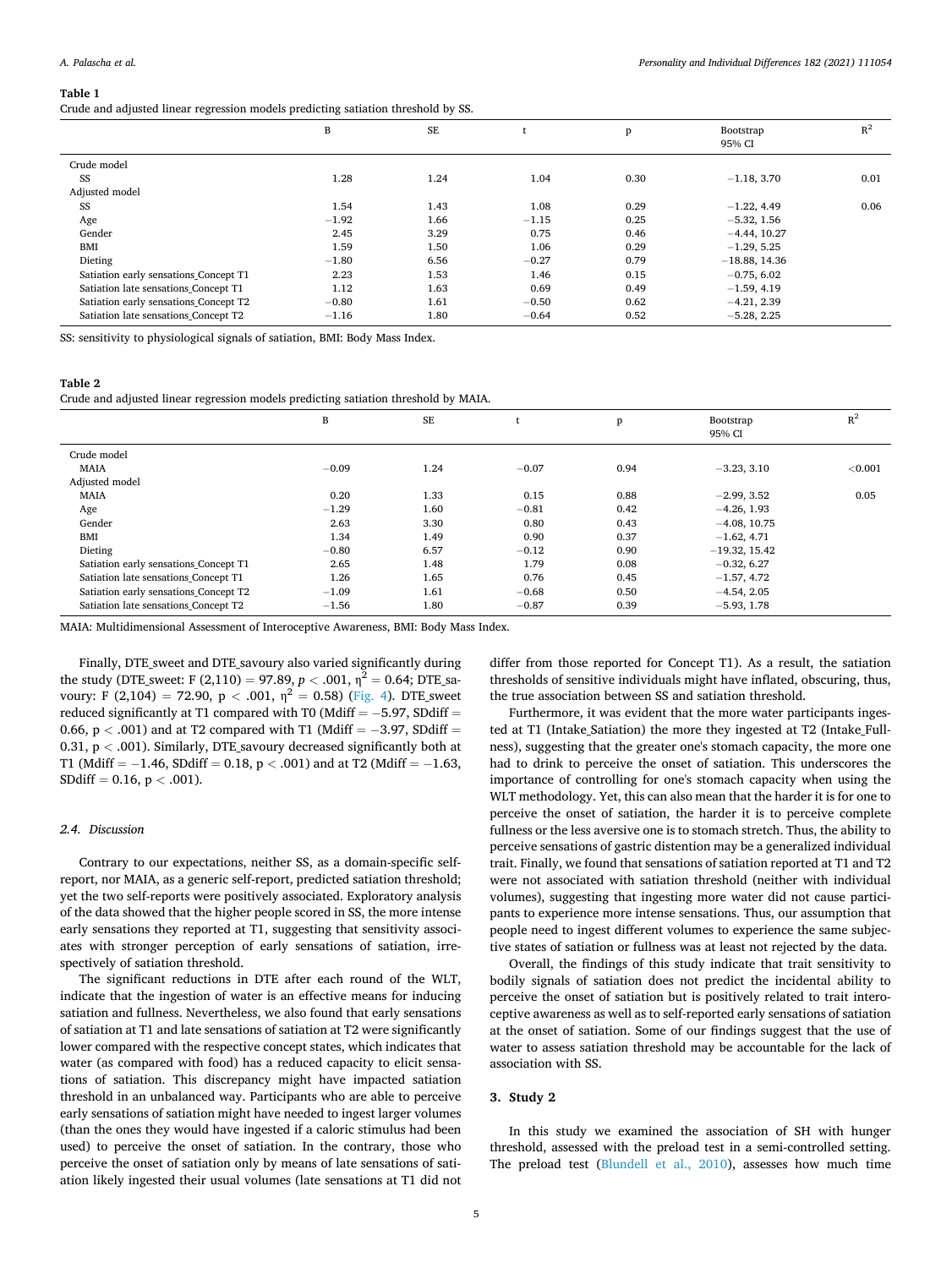**Table 1**

Crude and adjusted linear regression models predicting satiation threshold by SS.

| | B | SE | t | p | Bootstrap 95% CI | $R^2$ |
|---|---|---|---|---|---|---|
| Crude model | | | | | | |
| SS | 1.28 | 1.24 | 1.04 | 0.30 | −1.18, 3.70 | 0.01 |
| Adjusted model | | | | | | |
| SS | 1.54 | 1.43 | 1.08 | 0.29 | −1.22, 4.49 | 0.06 |
| Age | −1.92 | 1.66 | −1.15 | 0.25 | −5.32, 1.56 | |
| Gender | 2.45 | 3.29 | 0.75 | 0.46 | −4.44, 10.27 | |
| BMI | 1.59 | 1.50 | 1.06 | 0.29 | −1.29, 5.25 | |
| Dieting | −1.80 | 6.56 | −0.27 | 0.79 | −18.88, 14.36 | |
| Satiation early sensations_Concept T1 | 2.23 | 1.53 | 1.46 | 0.15 | −0.75, 6.02 | |
| Satiation late sensations_Concept T1 | 1.12 | 1.63 | 0.69 | 0.49 | −1.59, 4.19 | |
| Satiation early sensations_Concept T2 | −0.80 | 1.61 | −0.50 | 0.62 | −4.21, 2.39 | |
| Satiation late sensations_Concept T2 | −1.16 | 1.80 | −0.64 | 0.52 | −5.28, 2.25 | |

SS: sensitivity to physiological signals of satiation, BMI: Body Mass Index.

**Table 2**

Crude and adjusted linear regression models predicting satiation threshold by MAIA.

| | B | SE | t | p | Bootstrap 95% CI | $R^2$ |
|---|---|---|---|---|---|---|
| Crude model | | | | | | |
| MAIA | −0.09 | 1.24 | −0.07 | 0.94 | −3.23, 3.10 | <0.001 |
| Adjusted model | | | | | | |
| MAIA | 0.20 | 1.33 | 0.15 | 0.88 | −2.99, 3.52 | 0.05 |
| Age | −1.29 | 1.60 | −0.81 | 0.42 | −4.26, 1.93 | |
| Gender | 2.63 | 3.30 | 0.80 | 0.43 | −4.08, 10.75 | |
| BMI | 1.34 | 1.49 | 0.90 | 0.37 | −1.62, 4.71 | |
| Dieting | −0.80 | 6.57 | −0.12 | 0.90 | −19.32, 15.42 | |
| Satiation early sensations_Concept T1 | 2.65 | 1.48 | 1.79 | 0.08 | −0.32, 6.27 | |
| Satiation late sensations_Concept T1 | 1.26 | 1.65 | 0.76 | 0.45 | −1.57, 4.72 | |
| Satiation early sensations_Concept T2 | −1.09 | 1.61 | −0.68 | 0.50 | −4.54, 2.05 | |
| Satiation late sensations_Concept T2 | −1.56 | 1.80 | −0.87 | 0.39 | −5.93, 1.78 | |

MAIA: Multidimensional Assessment of Interoceptive Awareness, BMI: Body Mass Index.

Finally, DTE_sweet and DTE_savoury also varied significantly during the study (DTE_sweet: $F(2,110) = 97.89$, $p < .001$, $\eta^2 = 0.64$; DTE_savoury: $F(2,104) = 72.90$, $p < .001$, $\eta^2 = 0.58$) (Fig. 4). DTE_sweet reduced significantly at T1 compared with T0 (Mdiff = −5.97, SDdiff = 0.66, $p < .001$) and at T2 compared with T1 (Mdiff = −3.97, SDdiff = 0.31, $p < .001$). Similarly, DTE_savoury decreased significantly both at T1 (Mdiff = −1.46, SDdiff = 0.18, $p < .001$) and at T2 (Mdiff = −1.63, SDdiff = 0.16, $p < .001$).

### 2.4. Discussion

Contrary to our expectations, neither SS, as a domain-specific self-report, nor MAIA, as a generic self-report, predicted satiation threshold; yet the two self-reports were positively associated. Exploratory analysis of the data showed that the higher people scored in SS, the more intense early sensations they reported at T1, suggesting that sensitivity associates with stronger perception of early sensations of satiation, irrespectively of satiation threshold.

The significant reductions in DTE after each round of the WLT, indicate that the ingestion of water is an effective means for inducing satiation and fullness. Nevertheless, we also found that early sensations of satiation at T1 and late sensations of satiation at T2 were significantly lower compared with the respective concept states, which indicates that water (as compared with food) has a reduced capacity to elicit sensations of satiation. This discrepancy might have impacted satiation threshold in an unbalanced way. Participants who are able to perceive early sensations of satiation might have needed to ingest larger volumes (than the ones they would have ingested if a caloric stimulus had been used) to perceive the onset of satiation. In the contrary, those who perceive the onset of satiation only by means of late sensations of satiation likely ingested their usual volumes (late sensations at T1 did not differ from those reported for Concept T1). As a result, the satiation thresholds of sensitive individuals might have inflated, obscuring, thus, the true association between SS and satiation threshold.

Furthermore, it was evident that the more water participants ingested at T1 (Intake_Satiation) the more they ingested at T2 (Intake_Fullness), suggesting that the greater one's stomach capacity, the more one had to drink to perceive the onset of satiation. This underscores the importance of controlling for one's stomach capacity when using the WLT methodology. Yet, this can also mean that the harder it is for one to perceive the onset of satiation, the harder it is to perceive complete fullness or the less aversive one is to stomach stretch. Thus, the ability to perceive sensations of gastric distention may be a generalized individual trait. Finally, we found that sensations of satiation reported at T1 and T2 were not associated with satiation threshold (neither with individual volumes), suggesting that ingesting more water did not cause participants to experience more intense sensations. Thus, our assumption that people need to ingest different volumes to experience the same subjective states of satiation or fullness was at least not rejected by the data.

Overall, the findings of this study indicate that trait sensitivity to bodily signals of satiation does not predict the incidental ability to perceive the onset of satiation but is positively related to trait interoceptive awareness as well as to self-reported early sensations of satiation at the onset of satiation. Some of our findings suggest that the use of water to assess satiation threshold may be accountable for the lack of association with SS.

## 3. Study 2

In this study we examined the association of SH with hunger threshold, assessed with the preload test in a semi-controlled setting. The preload test (Blundell et al., 2010), assesses how much time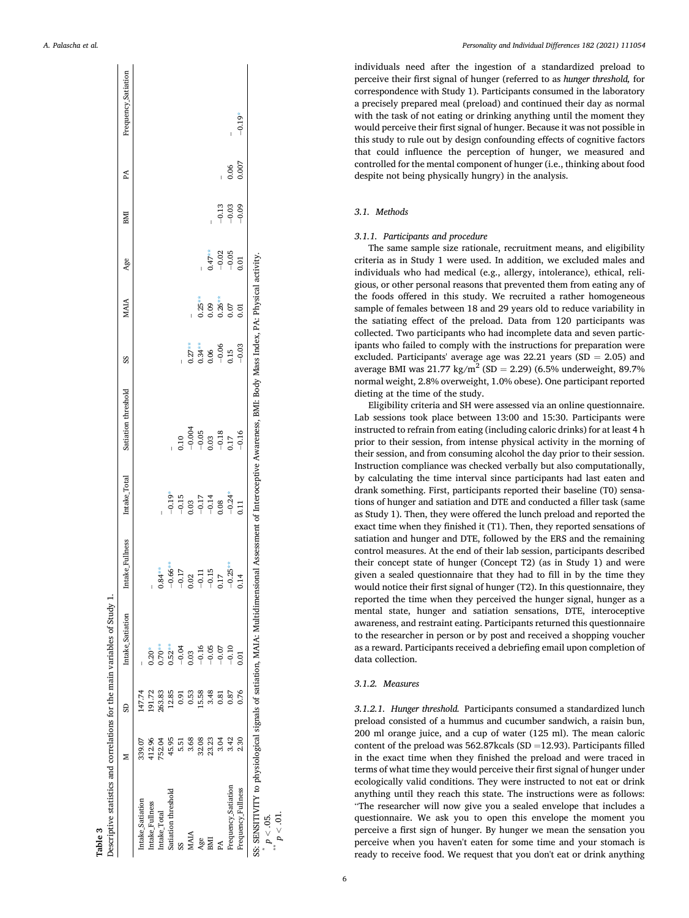**Table 3**

Descriptive statistics and correlations for the main variables of Study 1.

| | M | SD | Intake_Satiation | Intake_Fullness | Intake_Total | Satiation threshold | SS | MAIA | Age | BMI | PA | Frequency_Satiation |
|---|---|---|---|---|---|---|---|---|---|---|---|---|
| Intake_Satiation | 339.07 | 147.74 | – | | | | | | | | | |
| Intake_Fullness | 412.96 | 191.72 | 0.20* | – | | | | | | | | |
| Intake_Total | 752.04 | 263.83 | 0.70** | 0.84** | – | | | | | | | |
| Satiation threshold | 45.95 | 12.85 | 0.52** | −0.66** | −0.19* | – | | | | | | |
| SS | 5.51 | 0.91 | −0.04 | −0.17 | −0.15 | 0.10 | – | | | | | |
| MAIA | 3.68 | 0.53 | 0.03 | 0.02 | 0.03 | −0.004 | 0.27** | – | | | | |
| Age | 32.08 | 15.58 | −0.16 | −0.11 | −0.17 | −0.05 | 0.34** | 0.25** | – | | | |
| BMI | 23.23 | 3.48 | −0.05 | −0.15 | −0.14 | 0.03 | 0.06 | 0.09 | 0.47** | – | | |
| PA | 3.04 | 0.81 | −0.07 | 0.17 | 0.08 | −0.18 | −0.06 | 0.26** | −0.02 | −0.13 | – | |
| Frequency_Satiation | 3.42 | 0.87 | −0.10 | −0.25** | −0.24* | 0.17 | 0.15 | 0.07 | −0.05 | −0.03 | 0.06 | – |
| Frequency_Fullness | 2.30 | 0.76 | 0.01 | 0.14 | 0.11 | −0.16 | −0.03 | 0.01 | 0.01 | −0.09 | 0.007 | −0.19* |

SS: SENSITIVITY to physiological signals of satiation, MAIA: Multidimensional Assessment of Interoceptive Awareness, BMI: Body Mass Index, PA: Physical activity.

\* $p < .05$.

\*\* $p < .01$.

individuals need after the ingestion of a standardized preload to perceive their first signal of hunger (referred to as *hunger threshold*, for correspondence with Study 1). Participants consumed in the laboratory a precisely prepared meal (preload) and continued their day as normal with the task of not eating or drinking anything until the moment they would perceive their first signal of hunger. Because it was not possible in this study to rule out by design confounding effects of cognitive factors that could influence the perception of hunger, we measured and controlled for the mental component of hunger (i.e., thinking about food despite not being physically hungry) in the analysis.

### 3.1. Methods

#### 3.1.1. Participants and procedure

The same sample size rationale, recruitment means, and eligibility criteria as in Study 1 were used. In addition, we excluded males and individuals who had medical (e.g., allergy, intolerance), ethical, religious, or other personal reasons that prevented them from eating any of the foods offered in this study. We recruited a rather homogeneous sample of females between 18 and 29 years old to reduce variability in the satiating effect of the preload. Data from 120 participants was collected. Two participants who had incomplete data and seven participants who failed to comply with the instructions for preparation were excluded. Participants' average age was 22.21 years (SD = 2.05) and average BMI was 21.77 kg/m$^2$ (SD = 2.29) (6.5% underweight, 89.7% normal weight, 2.8% overweight, 1.0% obese). One participant reported dieting at the time of the study.

Eligibility criteria and SH were assessed via an online questionnaire. Lab sessions took place between 13:00 and 15:30. Participants were instructed to refrain from eating (including caloric drinks) for at least 4 h prior to their session, from intense physical activity in the morning of their session, and from consuming alcohol the day prior to their session. Instruction compliance was checked verbally but also computationally, by calculating the time interval since participants had last eaten and drank something. First, participants reported their baseline (T0) sensations of hunger and satiation and DTE and conducted a filler task (same as Study 1). Then, they were offered the lunch preload and reported the exact time when they finished it (T1). Then, they reported sensations of satiation and hunger and DTE, followed by the ERS and the remaining control measures. At the end of their lab session, participants described their concept state of hunger (Concept T2) (as in Study 1) and were given a sealed questionnaire that they had to fill in by the time they would notice their first signal of hunger (T2). In this questionnaire, they reported the time when they perceived the hunger signal, hunger as a mental state, hunger and satiation sensations, DTE, interoceptive awareness, and restraint eating. Participants returned this questionnaire to the researcher in person or by post and received a shopping voucher as a reward. Participants received a debriefing email upon completion of data collection.

#### 3.1.2. Measures

*3.1.2.1. Hunger threshold.* Participants consumed a standardized lunch preload consisted of a hummus and cucumber sandwich, a raisin bun, 200 ml orange juice, and a cup of water (125 ml). The mean caloric content of the preload was 562.87kcals (SD =12.93). Participants filled in the exact time when they finished the preload and were traced in terms of what time they would perceive their first signal of hunger under ecologically valid conditions. They were instructed to not eat or drink anything until they reach this state. The instructions were as follows: "The researcher will now give you a sealed envelope that includes a questionnaire. We ask you to open this envelope the moment you perceive a first sign of hunger. By hunger we mean the sensation you perceive when you haven't eaten for some time and your stomach is ready to receive food. We request that you don't eat or drink anything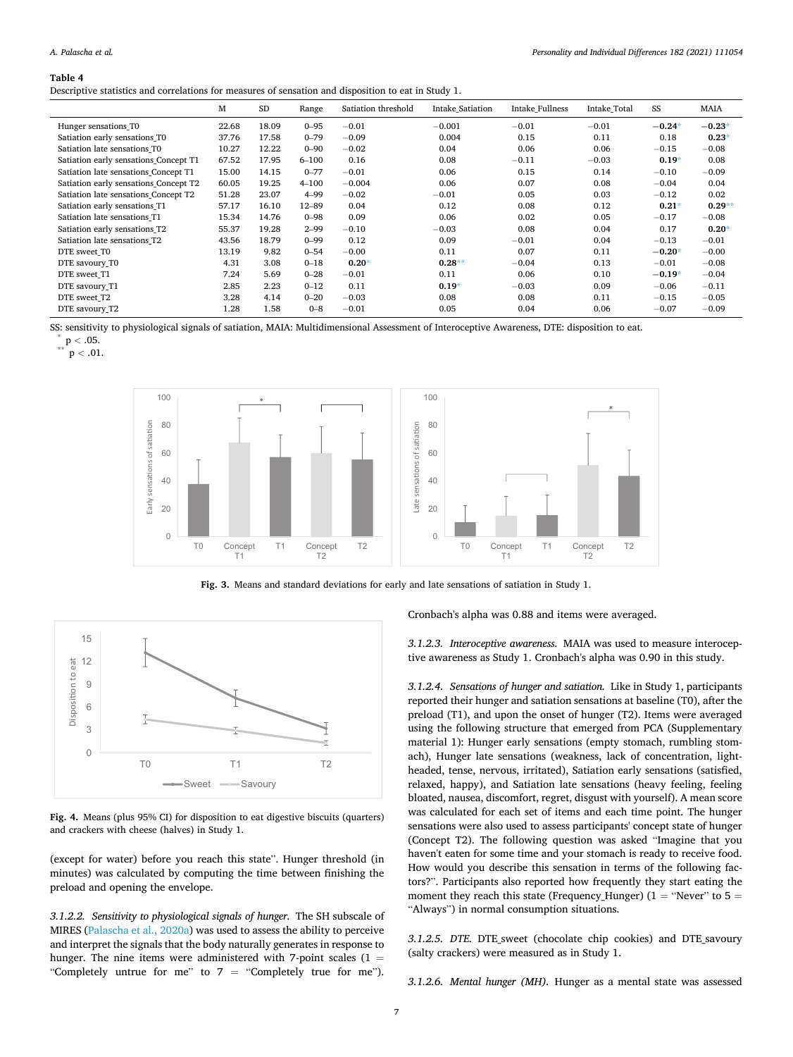**Table 4**
Descriptive statistics and correlations for measures of sensation and disposition to eat in Study 1.

| | M | SD | Range | Satiation threshold | Intake_Satiation | Intake_Fullness | Intake_Total | SS | MAIA |
|---|---|---|---|---|---|---|---|---|---|
| Hunger sensations_T0 | 22.68 | 18.09 | 0–95 | −0.01 | −0.001 | −0.01 | −0.01 | **−0.24*** | **−0.23*** |
| Satiation early sensations_T0 | 37.76 | 17.58 | 0–79 | −0.09 | 0.004 | 0.15 | 0.11 | 0.18 | **0.23*** |
| Satiation late sensations_T0 | 10.27 | 12.22 | 0–90 | −0.02 | 0.04 | 0.06 | 0.06 | −0.15 | −0.08 |
| Satiation early sensations_Concept T1 | 67.52 | 17.95 | 6–100 | 0.16 | 0.08 | −0.11 | −0.03 | **0.19*** | 0.08 |
| Satiation late sensations_Concept T1 | 15.00 | 14.15 | 0–77 | −0.01 | 0.06 | 0.15 | 0.14 | −0.10 | −0.09 |
| Satiation early sensations_Concept T2 | 60.05 | 19.25 | 4–100 | −0.004 | 0.06 | 0.07 | 0.08 | −0.04 | 0.04 |
| Satiation late sensations_Concept T2 | 51.28 | 23.07 | 4–99 | −0.02 | −0.01 | 0.05 | 0.03 | −0.12 | 0.02 |
| Satiation early sensations_T1 | 57.17 | 16.10 | 12–89 | 0.04 | 0.12 | 0.08 | 0.12 | **0.21*** | **0.29**** |
| Satiation late sensations_T1 | 15.34 | 14.76 | 0–98 | 0.09 | 0.06 | 0.02 | 0.05 | −0.17 | −0.08 |
| Satiation early sensations_T2 | 55.37 | 19.28 | 2–99 | −0.10 | −0.03 | 0.08 | 0.04 | 0.17 | **0.20*** |
| Satiation late sensations_T2 | 43.56 | 18.79 | 0–99 | 0.12 | 0.09 | −0.01 | 0.04 | −0.13 | −0.01 |
| DTE sweet_T0 | 13.19 | 9.82 | 0–54 | −0.00 | 0.11 | 0.07 | 0.11 | **−0.20*** | −0.00 |
| DTE savoury_T0 | 4.31 | 3.08 | 0–18 | **0.20*** | **0.28**** | −0.04 | 0.13 | −0.01 | −0.08 |
| DTE sweet_T1 | 7.24 | 5.69 | 0–28 | −0.01 | 0.11 | 0.06 | 0.10 | **−0.19*** | −0.04 |
| DTE savoury_T1 | 2.85 | 2.23 | 0–12 | 0.11 | **0.19*** | −0.03 | 0.09 | −0.06 | −0.11 |
| DTE sweet_T2 | 3.28 | 4.14 | 0–20 | −0.03 | 0.08 | 0.08 | 0.11 | −0.15 | −0.05 |
| DTE savoury_T2 | 1.28 | 1.58 | 0–8 | −0.01 | 0.05 | 0.04 | 0.06 | −0.07 | −0.09 |

SS: sensitivity to physiological signals of satiation, MAIA: Multidimensional Assessment of Interoceptive Awareness, DTE: disposition to eat.
\* $p < .05$.
\*\* $p < .01$.

**Fig. 3.** Means and standard deviations for early and late sensations of satiation in Study 1.

**Fig. 4.** Means (plus 95% CI) for disposition to eat digestive biscuits (quarters) and crackers with cheese (halves) in Study 1.

(except for water) before you reach this state". Hunger threshold (in minutes) was calculated by computing the time between finishing the preload and opening the envelope.

*3.1.2.2. Sensitivity to physiological signals of hunger.* The SH subscale of MIRES (Palascha et al., 2020a) was used to assess the ability to perceive and interpret the signals that the body naturally generates in response to hunger. The nine items were administered with 7-point scales (1 = "Completely untrue for me" to 7 = "Completely true for me"). Cronbach's alpha was 0.88 and items were averaged.

*3.1.2.3. Interoceptive awareness.* MAIA was used to measure interoceptive awareness as Study 1. Cronbach's alpha was 0.90 in this study.

*3.1.2.4. Sensations of hunger and satiation.* Like in Study 1, participants reported their hunger and satiation sensations at baseline (T0), after the preload (T1), and upon the onset of hunger (T2). Items were averaged using the following structure that emerged from PCA (Supplementary material 1): Hunger early sensations (empty stomach, rumbling stomach), Hunger late sensations (weakness, lack of concentration, lightheaded, tense, nervous, irritated), Satiation early sensations (satisfied, relaxed, happy), and Satiation late sensations (heavy feeling, feeling bloated, nausea, discomfort, regret, disgust with yourself). A mean score was calculated for each set of items and each time point. The hunger sensations were also used to assess participants' concept state of hunger (Concept T2). The following question was asked "Imagine that you haven't eaten for some time and your stomach is ready to receive food. How would you describe this sensation in terms of the following factors?". Participants also reported how frequently they start eating the moment they reach this state (Frequency_Hunger) (1 = "Never" to 5 = "Always") in normal consumption situations.

*3.1.2.5. DTE.* DTE_sweet (chocolate chip cookies) and DTE_savoury (salty crackers) were measured as in Study 1.

*3.1.2.6. Mental hunger (MH).* Hunger as a mental state was assessed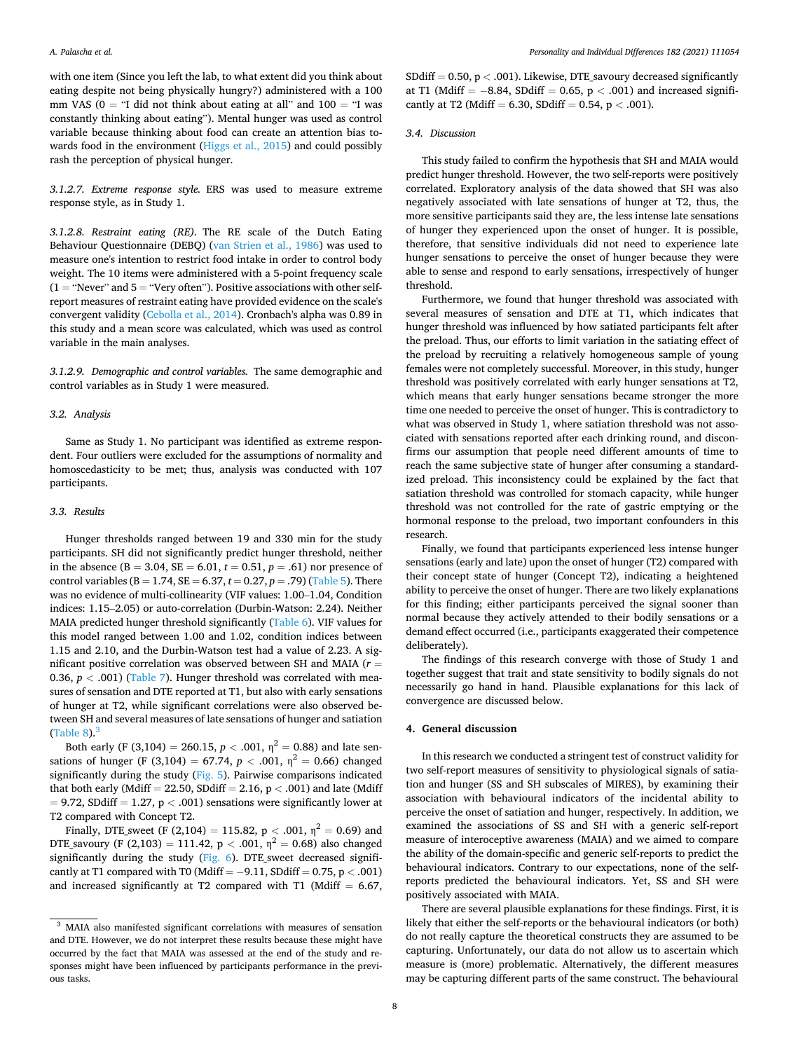with one item (Since you left the lab, to what extent did you think about eating despite not being physically hungry?) administered with a 100 mm VAS (0 = "I did not think about eating at all" and 100 = "I was constantly thinking about eating"). Mental hunger was used as control variable because thinking about food can create an attention bias towards food in the environment (Higgs et al., 2015) and could possibly rash the perception of physical hunger.

*3.1.2.7. Extreme response style.* ERS was used to measure extreme response style, as in Study 1.

*3.1.2.8. Restraint eating (RE).* The RE scale of the Dutch Eating Behaviour Questionnaire (DEBQ) (van Strien et al., 1986) was used to measure one's intention to restrict food intake in order to control body weight. The 10 items were administered with a 5-point frequency scale (1 = "Never" and 5 = "Very often"). Positive associations with other self-report measures of restraint eating have provided evidence on the scale's convergent validity (Cebolla et al., 2014). Cronbach's alpha was 0.89 in this study and a mean score was calculated, which was used as control variable in the main analyses.

*3.1.2.9. Demographic and control variables.* The same demographic and control variables as in Study 1 were measured.

### 3.2. Analysis

Same as Study 1. No participant was identified as extreme respondent. Four outliers were excluded for the assumptions of normality and homoscedasticity to be met; thus, analysis was conducted with 107 participants.

### 3.3. Results

Hunger thresholds ranged between 19 and 330 min for the study participants. SH did not significantly predict hunger threshold, neither in the absence ($B = 3.04$, $SE = 6.01$, $t = 0.51$, $p = .61$) nor presence of control variables ($B = 1.74$, $SE = 6.37$, $t = 0.27$, $p = .79$) (Table 5). There was no evidence of multi-collinearity (VIF values: 1.00–1.04, Condition indices: 1.15–2.05) or auto-correlation (Durbin-Watson: 2.24). Neither MAIA predicted hunger threshold significantly (Table 6). VIF values for this model ranged between 1.00 and 1.02, condition indices between 1.15 and 2.10, and the Durbin-Watson test had a value of 2.23. A significant positive correlation was observed between SH and MAIA ($r = 0.36$, $p < .001$) (Table 7). Hunger threshold was correlated with measures of sensation and DTE reported at T1, but also with early sensations of hunger at T2, while significant correlations were also observed between SH and several measures of late sensations of hunger and satiation (Table 8).[3]

Both early ($F(3,104) = 260.15$, $p < .001$, $\eta^2 = 0.88$) and late sensations of hunger ($F(3,104) = 67.74$, $p < .001$, $\eta^2 = 0.66$) changed significantly during the study (Fig. 5). Pairwise comparisons indicated that both early ($Mdiff = 22.50$, $SDdiff = 2.16$, $p < .001$) and late ($Mdiff = 9.72$, $SDdiff = 1.27$, $p < .001$) sensations were significantly lower at T2 compared with Concept T2.

Finally, DTE_sweet ($F(2,104) = 115.82$, $p < .001$, $\eta^2 = 0.69$) and DTE_savoury ($F(2,103) = 111.42$, $p < .001$, $\eta^2 = 0.68$) also changed significantly during the study (Fig. 6). DTE_sweet decreased significantly at T1 compared with T0 ($Mdiff = -9.11$, $SDdiff = 0.75$, $p < .001$) and increased significantly at T2 compared with T1 ($Mdiff = 6.67$, $SDdiff = 0.50$, $p < .001$). Likewise, DTE_savoury decreased significantly at T1 ($Mdiff = -8.84$, $SDdiff = 0.65$, $p < .001$) and increased significantly at T2 ($Mdiff = 6.30$, $SDdiff = 0.54$, $p < .001$).

### 3.4. Discussion

This study failed to confirm the hypothesis that SH and MAIA would predict hunger threshold. However, the two self-reports were positively correlated. Exploratory analysis of the data showed that SH was also negatively associated with late sensations of hunger at T2, thus, the more sensitive participants said they are, the less intense late sensations of hunger they experienced upon the onset of hunger. It is possible, therefore, that sensitive individuals did not need to experience late hunger sensations to perceive the onset of hunger because they were able to sense and respond to early sensations, irrespectively of hunger threshold.

Furthermore, we found that hunger threshold was associated with several measures of sensation and DTE at T1, which indicates that hunger threshold was influenced by how satiated participants felt after the preload. Thus, our efforts to limit variation in the satiating effect of the preload by recruiting a relatively homogeneous sample of young females were not completely successful. Moreover, in this study, hunger threshold was positively correlated with early hunger sensations at T2, which means that early hunger sensations became stronger the more time one needed to perceive the onset of hunger. This is contradictory to what was observed in Study 1, where satiation threshold was not associated with sensations reported after each drinking round, and disconfirms our assumption that people need different amounts of time to reach the same subjective state of hunger after consuming a standardized preload. This inconsistency could be explained by the fact that satiation threshold was controlled for stomach capacity, while hunger threshold was not controlled for the rate of gastric emptying or the hormonal response to the preload, two important confounders in this research.

Finally, we found that participants experienced less intense hunger sensations (early and late) upon the onset of hunger (T2) compared with their concept state of hunger (Concept T2), indicating a heightened ability to perceive the onset of hunger. There are two likely explanations for this finding; either participants perceived the signal sooner than normal because they actively attended to their bodily sensations or a demand effect occurred (i.e., participants exaggerated their competence deliberately).

The findings of this research converge with those of Study 1 and together suggest that trait and state sensitivity to bodily signals do not necessarily go hand in hand. Plausible explanations for this lack of convergence are discussed below.

## 4. General discussion

In this research we conducted a stringent test of construct validity for two self-report measures of sensitivity to physiological signals of satiation and hunger (SS and SH subscales of MIRES), by examining their association with behavioural indicators of the incidental ability to perceive the onset of satiation and hunger, respectively. In addition, we examined the associations of SS and SH with a generic self-report measure of interoceptive awareness (MAIA) and we aimed to compare the ability of the domain-specific and generic self-reports to predict the behavioural indicators. Contrary to our expectations, none of the self-reports predicted the behavioural indicators. Yet, SS and SH were positively associated with MAIA.

There are several plausible explanations for these findings. First, it is likely that either the self-reports or the behavioural indicators (or both) do not really capture the theoretical constructs they are assumed to be capturing. Unfortunately, our data do not allow us to ascertain which measure is (more) problematic. Alternatively, the different measures may be capturing different parts of the same construct. The behavioural

---

[3] MAIA also manifested significant correlations with measures of sensation and DTE. However, we do not interpret these results because these might have occurred by the fact that MAIA was assessed at the end of the study and responses might have been influenced by participants performance in the previous tasks.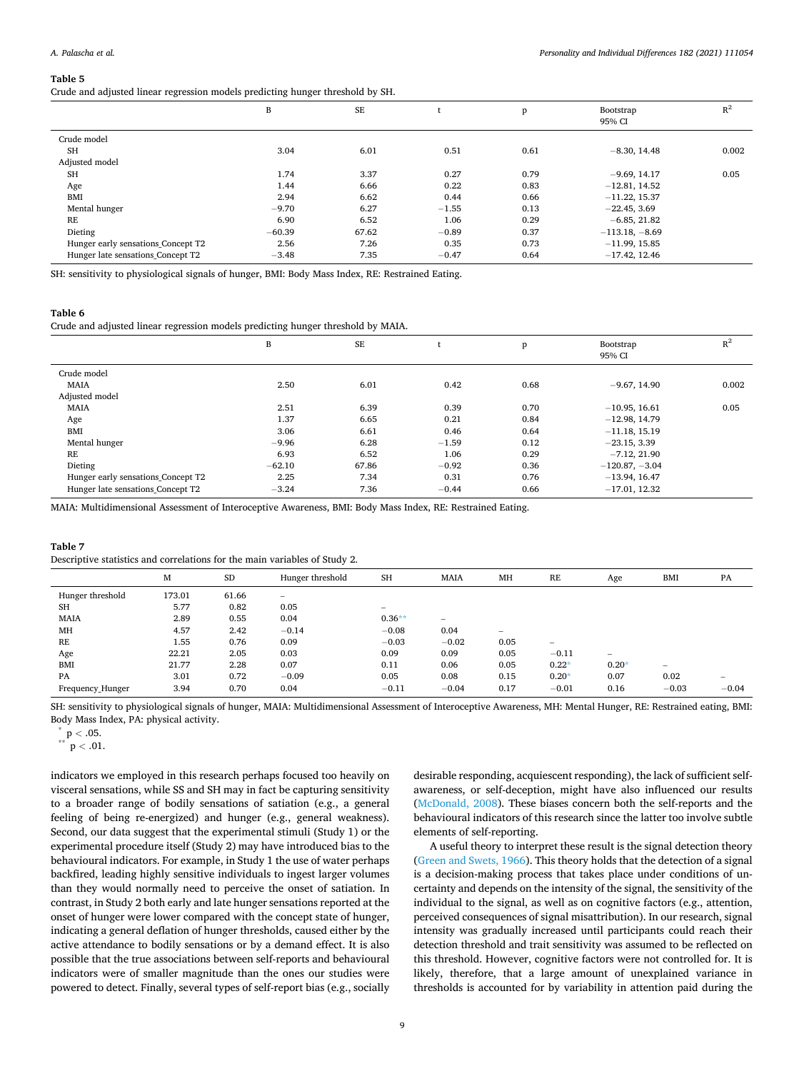**Table 5**
Crude and adjusted linear regression models predicting hunger threshold by SH.

| | B | SE | t | p | Bootstrap 95% CI | $R^2$ |
|---|---|---|---|---|---|---|
| Crude model | | | | | | |
| SH | 3.04 | 6.01 | 0.51 | 0.61 | −8.30, 14.48 | 0.002 |
| Adjusted model | | | | | | |
| SH | 1.74 | 3.37 | 0.27 | 0.79 | −9.69, 14.17 | 0.05 |
| Age | 1.44 | 6.66 | 0.22 | 0.83 | −12.81, 14.52 | |
| BMI | 2.94 | 6.62 | 0.44 | 0.66 | −11.22, 15.37 | |
| Mental hunger | −9.70 | 6.27 | −1.55 | 0.13 | −22.45, 3.69 | |
| RE | 6.90 | 6.52 | 1.06 | 0.29 | −6.85, 21.82 | |
| Dieting | −60.39 | 67.62 | −0.89 | 0.37 | −113.18, −8.69 | |
| Hunger early sensations_Concept T2 | 2.56 | 7.26 | 0.35 | 0.73 | −11.99, 15.85 | |
| Hunger late sensations_Concept T2 | −3.48 | 7.35 | −0.47 | 0.64 | −17.42, 12.46 | |

SH: sensitivity to physiological signals of hunger, BMI: Body Mass Index, RE: Restrained Eating.

**Table 6**
Crude and adjusted linear regression models predicting hunger threshold by MAIA.

| | B | SE | t | p | Bootstrap 95% CI | $R^2$ |
|---|---|---|---|---|---|---|
| Crude model | | | | | | |
| MAIA | 2.50 | 6.01 | 0.42 | 0.68 | −9.67, 14.90 | 0.002 |
| Adjusted model | | | | | | |
| MAIA | 2.51 | 6.39 | 0.39 | 0.70 | −10.95, 16.61 | 0.05 |
| Age | 1.37 | 6.65 | 0.21 | 0.84 | −12.98, 14.79 | |
| BMI | 3.06 | 6.61 | 0.46 | 0.64 | −11.18, 15.19 | |
| Mental hunger | −9.96 | 6.28 | −1.59 | 0.12 | −23.15, 3.39 | |
| RE | 6.93 | 6.52 | 1.06 | 0.29 | −7.12, 21.90 | |
| Dieting | −62.10 | 67.86 | −0.92 | 0.36 | −120.87, −3.04 | |
| Hunger early sensations_Concept T2 | 2.25 | 7.34 | 0.31 | 0.76 | −13.94, 16.47 | |
| Hunger late sensations_Concept T2 | −3.24 | 7.36 | −0.44 | 0.66 | −17.01, 12.32 | |

MAIA: Multidimensional Assessment of Interoceptive Awareness, BMI: Body Mass Index, RE: Restrained Eating.

**Table 7**
Descriptive statistics and correlations for the main variables of Study 2.

| | M | SD | Hunger threshold | SH | MAIA | MH | RE | Age | BMI | PA |
|---|---|---|---|---|---|---|---|---|---|---|
| Hunger threshold | 173.01 | 61.66 | – | | | | | | | |
| SH | 5.77 | 0.82 | 0.05 | – | | | | | | |
| MAIA | 2.89 | 0.55 | 0.04 | 0.36** | – | | | | | |
| MH | 4.57 | 2.42 | −0.14 | −0.08 | 0.04 | – | | | | |
| RE | 1.55 | 0.76 | 0.09 | −0.03 | −0.02 | 0.05 | – | | | |
| Age | 22.21 | 2.05 | 0.03 | 0.09 | 0.09 | 0.05 | −0.11 | – | | |
| BMI | 21.77 | 2.28 | 0.07 | 0.11 | 0.06 | 0.05 | 0.22* | 0.20* | – | |
| PA | 3.01 | 0.72 | −0.09 | 0.05 | 0.08 | 0.15 | 0.20* | 0.07 | 0.02 | – |
| Frequency_Hunger | 3.94 | 0.70 | 0.04 | −0.11 | −0.04 | 0.17 | −0.01 | 0.16 | −0.03 | −0.04 |

SH: sensitivity to physiological signals of hunger, MAIA: Multidimensional Assessment of Interoceptive Awareness, MH: Mental Hunger, RE: Restrained eating, BMI: Body Mass Index, PA: physical activity.

\* $p < .05$.
\*\* $p < .01$.

indicators we employed in this research perhaps focused too heavily on visceral sensations, while SS and SH may in fact be capturing sensitivity to a broader range of bodily sensations of satiation (e.g., a general feeling of being re-energized) and hunger (e.g., general weakness). Second, our data suggest that the experimental stimuli (Study 1) or the experimental procedure itself (Study 2) may have introduced bias to the behavioural indicators. For example, in Study 1 the use of water perhaps backfired, leading highly sensitive individuals to ingest larger volumes than they would normally need to perceive the onset of satiation. In contrast, in Study 2 both early and late hunger sensations reported at the onset of hunger were lower compared with the concept state of hunger, indicating a general deflation of hunger thresholds, caused either by the active attendance to bodily sensations or by a demand effect. It is also possible that the true associations between self-reports and behavioural indicators were of smaller magnitude than the ones our studies were powered to detect. Finally, several types of self-report bias (e.g., socially desirable responding, acquiescent responding), the lack of sufficient self-awareness, or self-deception, might have also influenced our results (McDonald, 2008). These biases concern both the self-reports and the behavioural indicators of this research since the latter too involve subtle elements of self-reporting.

A useful theory to interpret these result is the signal detection theory (Green and Swets, 1966). This theory holds that the detection of a signal is a decision-making process that takes place under conditions of uncertainty and depends on the intensity of the signal, the sensitivity of the individual to the signal, as well as on cognitive factors (e.g., attention, perceived consequences of signal misattribution). In our research, signal intensity was gradually increased until participants could reach their detection threshold and trait sensitivity was assumed to be reflected on this threshold. However, cognitive factors were not controlled for. It is likely, therefore, that a large amount of unexplained variance in thresholds is accounted for by variability in attention paid during the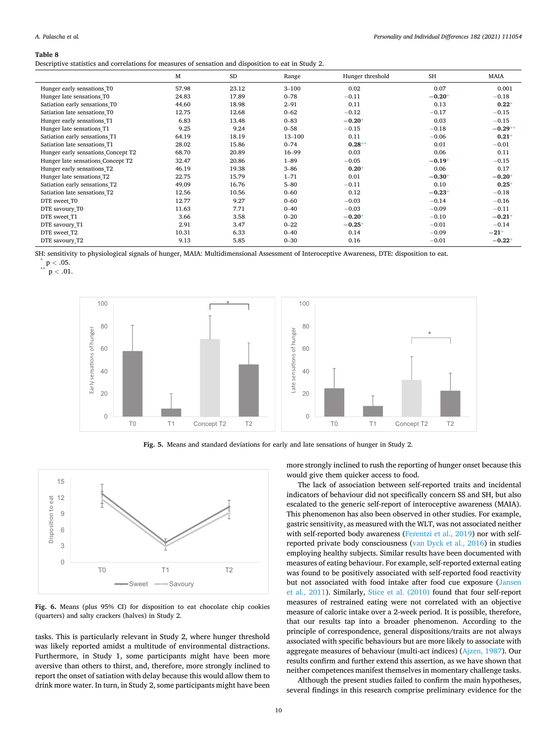**Table 8**
Descriptive statistics and correlations for measures of sensation and disposition to eat in Study 2.

| | M | SD | Range | Hunger threshold | SH | MAIA |
|---|---|---|---|---|---|---|
| Hunger early sensations_T0 | 57.98 | 23.12 | 3–100 | 0.02 | 0.07 | 0.001 |
| Hunger late sensations_T0 | 24.83 | 17.89 | 0–78 | −0.11 | **−0.20*** | −0.18 |
| Satiation early sensations_T0 | 44.60 | 18.98 | 2–91 | 0.11 | 0.13 | **0.22*** |
| Satiation late sensations_T0 | 12.75 | 12.68 | 0–62 | −0.12 | −0.17 | −0.15 |
| Hunger early sensations_T1 | 6.83 | 13.48 | 0–83 | **−0.20*** | 0.03 | −0.15 |
| Hunger late sensations_T1 | 9.25 | 9.24 | 0–58 | −0.15 | −0.18 | **−0.29**** |
| Satiation early sensations_T1 | 64.19 | 18.19 | 13–100 | 0.11 | −0.06 | **0.21*** |
| Satiation late sensations_T1 | 28.02 | 15.86 | 0–74 | **0.28**** | 0.01 | −0.01 |
| Hunger early sensations_Concept T2 | 68.70 | 20.89 | 16–99 | 0.03 | 0.06 | 0.11 |
| Hunger late sensations_Concept T2 | 32.47 | 20.86 | 1–89 | −0.05 | **−0.19*** | −0.15 |
| Hunger early sensations_T2 | 46.19 | 19.38 | 3–86 | **0.20*** | 0.06 | 0.17 |
| Hunger late sensations_T2 | 22.75 | 15.79 | 1–71 | 0.01 | **−0.30*** | **−0.20*** |
| Satiation early sensations_T2 | 49.09 | 16.76 | 5–80 | −0.11 | 0.10 | **0.25*** |
| Satiation late sensations_T2 | 12.56 | 10.56 | 0–60 | 0.12 | **−0.23*** | −0.18 |
| DTE sweet_T0 | 12.77 | 9.27 | 0–60 | −0.03 | −0.14 | −0.16 |
| DTE savoury_T0 | 11.63 | 7.71 | 0–40 | −0.03 | −0.09 | −0.11 |
| DTE sweet_T1 | 3.66 | 3.58 | 0–20 | **−0.20*** | −0.10 | **−0.21*** |
| DTE savoury_T1 | 2.91 | 3.47 | 0–22 | **−0.25*** | −0.01 | −0.14 |
| DTE sweet_T2 | 10.31 | 6.33 | 0–40 | 0.14 | −0.09 | **−21*** |
| DTE savoury_T2 | 9.13 | 5.85 | 0–30 | 0.16 | −0.01 | **−0.22*** |

SH: sensitivity to physiological signals of hunger, MAIA: Multidimensional Assessment of Interoceptive Awareness, DTE: disposition to eat.
* $p < .05$.
** $p < .01$.

**Fig. 5.** Means and standard deviations for early and late sensations of hunger in Study 2.

**Fig. 6.** Means (plus 95% CI) for disposition to eat chocolate chip cookies (quarters) and salty crackers (halves) in Study 2.

tasks. This is particularly relevant in Study 2, where hunger threshold was likely reported amidst a multitude of environmental distractions. Furthermore, in Study 1, some participants might have been more aversive than others to thirst, and, therefore, more strongly inclined to report the onset of satiation with delay because this would allow them to drink more water. In turn, in Study 2, some participants might have been more strongly inclined to rush the reporting of hunger onset because this would give them quicker access to food.

The lack of association between self-reported traits and incidental indicators of behaviour did not specifically concern SS and SH, but also escalated to the generic self-report of interoceptive awareness (MAIA). This phenomenon has also been observed in other studies. For example, gastric sensitivity, as measured with the WLT, was not associated neither with self-reported body awareness (Ferentzi et al., 2019) nor with self-reported private body consciousness (van Dyck et al., 2016) in studies employing healthy subjects. Similar results have been documented with measures of eating behaviour. For example, self-reported external eating was found to be positively associated with self-reported food reactivity but not associated with food intake after food cue exposure (Jansen et al., 2011). Similarly, Stice et al. (2010) found that four self-report measures of restrained eating were not correlated with an objective measure of caloric intake over a 2-week period. It is possible, therefore, that our results tap into a broader phenomenon. According to the principle of correspondence, general dispositions/traits are not always associated with specific behaviours but are more likely to associate with aggregate measures of behaviour (multi-act indices) (Ajzen, 1987). Our results confirm and further extend this assertion, as we have shown that neither competences manifest themselves in momentary challenge tasks.

Although the present studies failed to confirm the main hypotheses, several findings in this research comprise preliminary evidence for the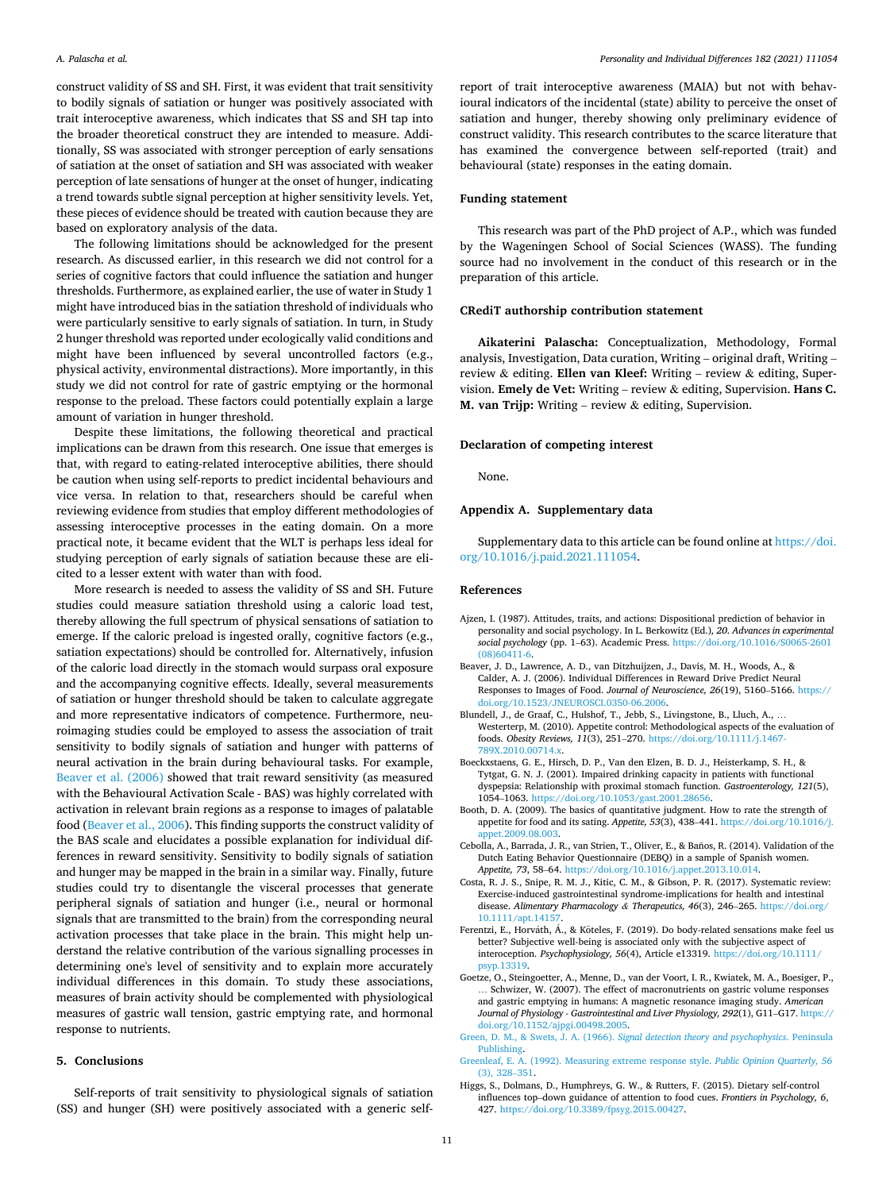construct validity of SS and SH. First, it was evident that trait sensitivity to bodily signals of satiation or hunger was positively associated with trait interoceptive awareness, which indicates that SS and SH tap into the broader theoretical construct they are intended to measure. Additionally, SS was associated with stronger perception of early sensations of satiation at the onset of satiation and SH was associated with weaker perception of late sensations of hunger at the onset of hunger, indicating a trend towards subtle signal perception at higher sensitivity levels. Yet, these pieces of evidence should be treated with caution because they are based on exploratory analysis of the data.

The following limitations should be acknowledged for the present research. As discussed earlier, in this research we did not control for a series of cognitive factors that could influence the satiation and hunger thresholds. Furthermore, as explained earlier, the use of water in Study 1 might have introduced bias in the satiation threshold of individuals who were particularly sensitive to early signals of satiation. In turn, in Study 2 hunger threshold was reported under ecologically valid conditions and might have been influenced by several uncontrolled factors (e.g., physical activity, environmental distractions). More importantly, in this study we did not control for rate of gastric emptying or the hormonal response to the preload. These factors could potentially explain a large amount of variation in hunger threshold.

Despite these limitations, the following theoretical and practical implications can be drawn from this research. One issue that emerges is that, with regard to eating-related interoceptive abilities, there should be caution when using self-reports to predict incidental behaviours and vice versa. In relation to that, researchers should be careful when reviewing evidence from studies that employ different methodologies of assessing interoceptive processes in the eating domain. On a more practical note, it became evident that the WLT is perhaps less ideal for studying perception of early signals of satiation because these are elicited to a lesser extent with water than with food.

More research is needed to assess the validity of SS and SH. Future studies could measure satiation threshold using a caloric load test, thereby allowing the full spectrum of physical sensations of satiation to emerge. If the caloric preload is ingested orally, cognitive factors (e.g., satiation expectations) should be controlled for. Alternatively, infusion of the caloric load directly in the stomach would surpass oral exposure and the accompanying cognitive effects. Ideally, several measurements of satiation or hunger threshold should be taken to calculate aggregate and more representative indicators of competence. Furthermore, neuroimaging studies could be employed to assess the association of trait sensitivity to bodily signals of satiation and hunger with patterns of neural activation in the brain during behavioural tasks. For example, Beaver et al. (2006) showed that trait reward sensitivity (as measured with the Behavioural Activation Scale - BAS) was highly correlated with activation in relevant brain regions as a response to images of palatable food (Beaver et al., 2006). This finding supports the construct validity of the BAS scale and elucidates a possible explanation for individual differences in reward sensitivity. Sensitivity to bodily signals of satiation and hunger may be mapped in the brain in a similar way. Finally, future studies could try to disentangle the visceral processes that generate peripheral signals of satiation and hunger (i.e., neural or hormonal signals that are transmitted to the brain) from the corresponding neural activation processes that take place in the brain. This might help understand the relative contribution of the various signalling processes in determining one's level of sensitivity and to explain more accurately individual differences in this domain. To study these associations, measures of brain activity should be complemented with physiological measures of gastric wall tension, gastric emptying rate, and hormonal response to nutrients.

## 5. Conclusions

Self-reports of trait sensitivity to physiological signals of satiation (SS) and hunger (SH) were positively associated with a generic self-report of trait interoceptive awareness (MAIA) but not with behavioural indicators of the incidental (state) ability to perceive the onset of satiation and hunger, thereby showing only preliminary evidence of construct validity. This research contributes to the scarce literature that has examined the convergence between self-reported (trait) and behavioural (state) responses in the eating domain.

## Funding statement

This research was part of the PhD project of A.P., which was funded by the Wageningen School of Social Sciences (WASS). The funding source had no involvement in the conduct of this research or in the preparation of this article.

## CRediT authorship contribution statement

**Aikaterini Palascha:** Conceptualization, Methodology, Formal analysis, Investigation, Data curation, Writing – original draft, Writing – review & editing. **Ellen van Kleef:** Writing – review & editing, Supervision. **Emely de Vet:** Writing – review & editing, Supervision. **Hans C. M. van Trijp:** Writing – review & editing, Supervision.

## Declaration of competing interest

None.

## Appendix A. Supplementary data

Supplementary data to this article can be found online at https://doi.org/10.1016/j.paid.2021.111054.

## References

Ajzen, I. (1987). Attitudes, traits, and actions: Dispositional prediction of behavior in personality and social psychology. In L. Berkowitz (Ed.), *20. Advances in experimental social psychology* (pp. 1–63). Academic Press. https://doi.org/10.1016/S0065-2601(08)60411-6.

Beaver, J. D., Lawrence, A. D., van Ditzhuijzen, J., Davis, M. H., Woods, A., & Calder, A. J. (2006). Individual Differences in Reward Drive Predict Neural Responses to Images of Food. *Journal of Neuroscience, 26*(19), 5160–5166. https://doi.org/10.1523/JNEUROSCI.0350-06.2006.

Blundell, J., de Graaf, C., Hulshof, T., Jebb, S., Livingstone, B., Lluch, A., … Westerterp, M. (2010). Appetite control: Methodological aspects of the evaluation of foods. *Obesity Reviews, 11*(3), 251–270. https://doi.org/10.1111/j.1467-789X.2010.00714.x.

Boeckxstaens, G. E., Hirsch, D. P., Van den Elzen, B. D. J., Heisterkamp, S. H., & Tytgat, G. N. J. (2001). Impaired drinking capacity in patients with functional dyspepsia: Relationship with proximal stomach function. *Gastroenterology, 121*(5), 1054–1063. https://doi.org/10.1053/gast.2001.28656.

Booth, D. A. (2009). The basics of quantitative judgment. How to rate the strength of appetite for food and its sating. *Appetite, 53*(3), 438–441. https://doi.org/10.1016/j.appet.2009.08.003.

Cebolla, A., Barrada, J. R., van Strien, T., Oliver, E., & Baños, R. (2014). Validation of the Dutch Eating Behavior Questionnaire (DEBQ) in a sample of Spanish women. *Appetite, 73*, 58–64. https://doi.org/10.1016/j.appet.2013.10.014.

Costa, R. J. S., Snipe, R. M. J., Kitic, C. M., & Gibson, P. R. (2017). Systematic review: Exercise-induced gastrointestinal syndrome-implications for health and intestinal disease. *Alimentary Pharmacology & Therapeutics, 46*(3), 246–265. https://doi.org/10.1111/apt.14157.

Ferentzi, E., Horváth, Á., & Köteles, F. (2019). Do body-related sensations make feel us better? Subjective well-being is associated only with the subjective aspect of interoception. *Psychophysiology, 56*(4), Article e13319. https://doi.org/10.1111/psyp.13319.

Goetze, O., Steingoetter, A., Menne, D., van der Voort, I. R., Kwiatek, M. A., Boesiger, P., … Schwizer, W. (2007). The effect of macronutrients on gastric volume responses and gastric emptying in humans: A magnetic resonance imaging study. *American Journal of Physiology - Gastrointestinal and Liver Physiology, 292*(1), G11–G17. https://doi.org/10.1152/ajpgi.00498.2005.

Green, D. M., & Swets, J. A. (1966). *Signal detection theory and psychophysics*. Peninsula Publishing.

Greenleaf, E. A. (1992). Measuring extreme response style. *Public Opinion Quarterly, 56*(3), 328–351.

Higgs, S., Dolmans, D., Humphreys, G. W., & Rutters, F. (2015). Dietary self-control influences top–down guidance of attention to food cues. *Frontiers in Psychology, 6*, 427. https://doi.org/10.3389/fpsyg.2015.00427.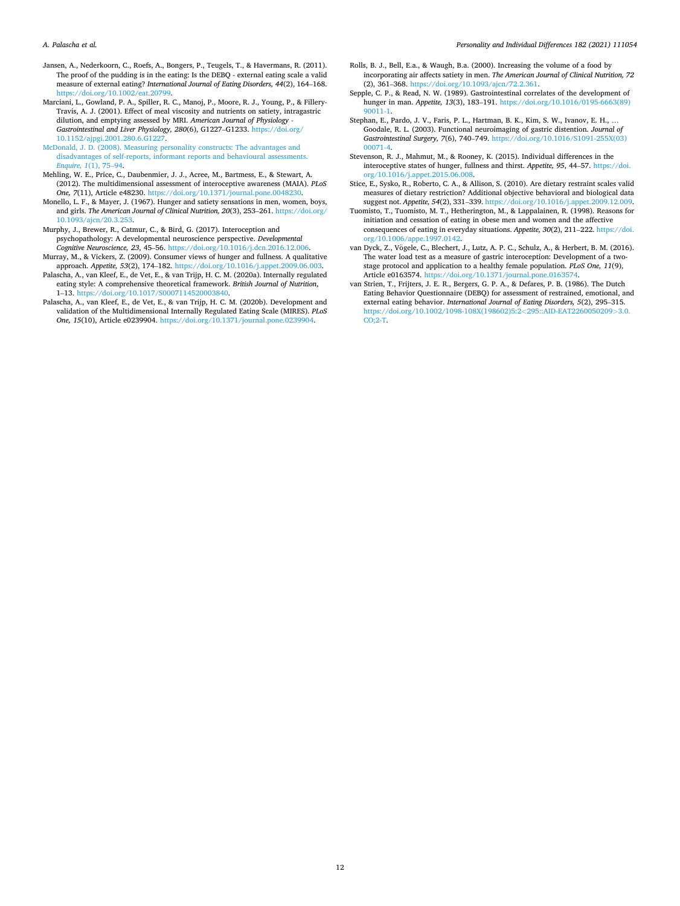Jansen, A., Nederkoorn, C., Roefs, A., Bongers, P., Teugels, T., & Havermans, R. (2011). The proof of the pudding is in the eating: Is the DEBQ - external eating scale a valid measure of external eating? *International Journal of Eating Disorders, 44*(2), 164–168. https://doi.org/10.1002/eat.20799.

Marciani, L., Gowland, P. A., Spiller, R. C., Manoj, P., Moore, R. J., Young, P., & Fillery-Travis, A. J. (2001). Effect of meal viscosity and nutrients on satiety, intragastric dilution, and emptying assessed by MRI. *American Journal of Physiology - Gastrointestinal and Liver Physiology, 280*(6), G1227–G1233. https://doi.org/10.1152/ajpgi.2001.280.6.G1227.

McDonald, J. D. (2008). Measuring personality constructs: The advantages and disadvantages of self-reports, informant reports and behavioural assessments. *Enquire, 1*(1), 75–94.

Mehling, W. E., Price, C., Daubenmier, J. J., Acree, M., Bartmess, E., & Stewart, A. (2012). The multidimensional assessment of interoceptive awareness (MAIA). *PLoS One, 7*(11), Article e48230. https://doi.org/10.1371/journal.pone.0048230.

Monello, L. F., & Mayer, J. (1967). Hunger and satiety sensations in men, women, boys, and girls. *The American Journal of Clinical Nutrition, 20*(3), 253–261. https://doi.org/10.1093/ajcn/20.3.253.

Murphy, J., Brewer, R., Catmur, C., & Bird, G. (2017). Interoception and psychopathology: A developmental neuroscience perspective. *Developmental Cognitive Neuroscience, 23*, 45–56. https://doi.org/10.1016/j.dcn.2016.12.006.

Murray, M., & Vickers, Z. (2009). Consumer views of hunger and fullness. A qualitative approach. *Appetite, 53*(2), 174–182. https://doi.org/10.1016/j.appet.2009.06.003.

Palascha, A., van Kleef, E., de Vet, E., & van Trijp, H. C. M. (2020a). Internally regulated eating style: A comprehensive theoretical framework. *British Journal of Nutrition*, 1–13. https://doi.org/10.1017/S0007114520003840.

Palascha, A., van Kleef, E., de Vet, E., & van Trijp, H. C. M. (2020b). Development and validation of the Multidimensional Internally Regulated Eating Scale (MIRES). *PLoS One, 15*(10), Article e0239904. https://doi.org/10.1371/journal.pone.0239904.

Rolls, B. J., Bell, E.a., & Waugh, B.a. (2000). Increasing the volume of a food by incorporating air affects satiety in men. *The American Journal of Clinical Nutrition, 72* (2), 361–368. https://doi.org/10.1093/ajcn/72.2.361.

Sepple, C. P., & Read, N. W. (1989). Gastrointestinal correlates of the development of hunger in man. *Appetite, 13*(3), 183–191. https://doi.org/10.1016/0195-6663(89)90011-1.

Stephan, E., Pardo, J. V., Faris, P. L., Hartman, B. K., Kim, S. W., Ivanov, E. H., … Goodale, R. L. (2003). Functional neuroimaging of gastric distention. *Journal of Gastrointestinal Surgery, 7*(6), 740–749. https://doi.org/10.1016/S1091-255X(03)00071-4.

Stevenson, R. J., Mahmut, M., & Rooney, K. (2015). Individual differences in the interoceptive states of hunger, fullness and thirst. *Appetite, 95*, 44–57. https://doi.org/10.1016/j.appet.2015.06.008.

Stice, E., Sysko, R., Roberto, C. A., & Allison, S. (2010). Are dietary restraint scales valid measures of dietary restriction? Additional objective behavioral and biological data suggest not. *Appetite, 54*(2), 331–339. https://doi.org/10.1016/j.appet.2009.12.009.

Tuomisto, T., Tuomisto, M. T., Hetherington, M., & Lappalainen, R. (1998). Reasons for initiation and cessation of eating in obese men and women and the affective consequences of eating in everyday situations. *Appetite, 30*(2), 211–222. https://doi.org/10.1006/appe.1997.0142.

van Dyck, Z., Vögele, C., Blechert, J., Lutz, A. P. C., Schulz, A., & Herbert, B. M. (2016). The water load test as a measure of gastric interoception: Development of a two-stage protocol and application to a healthy female population. *PLoS One, 11*(9), Article e0163574. https://doi.org/10.1371/journal.pone.0163574.

van Strien, T., Frijters, J. E. R., Bergers, G. P. A., & Defares, P. B. (1986). The Dutch Eating Behavior Questionnaire (DEBQ) for assessment of restrained, emotional, and external eating behavior. *International Journal of Eating Disorders, 5*(2), 295–315. https://doi.org/10.1002/1098-108X(198602)5:2<295::AID-EAT2260050209>3.0.CO;2-T.